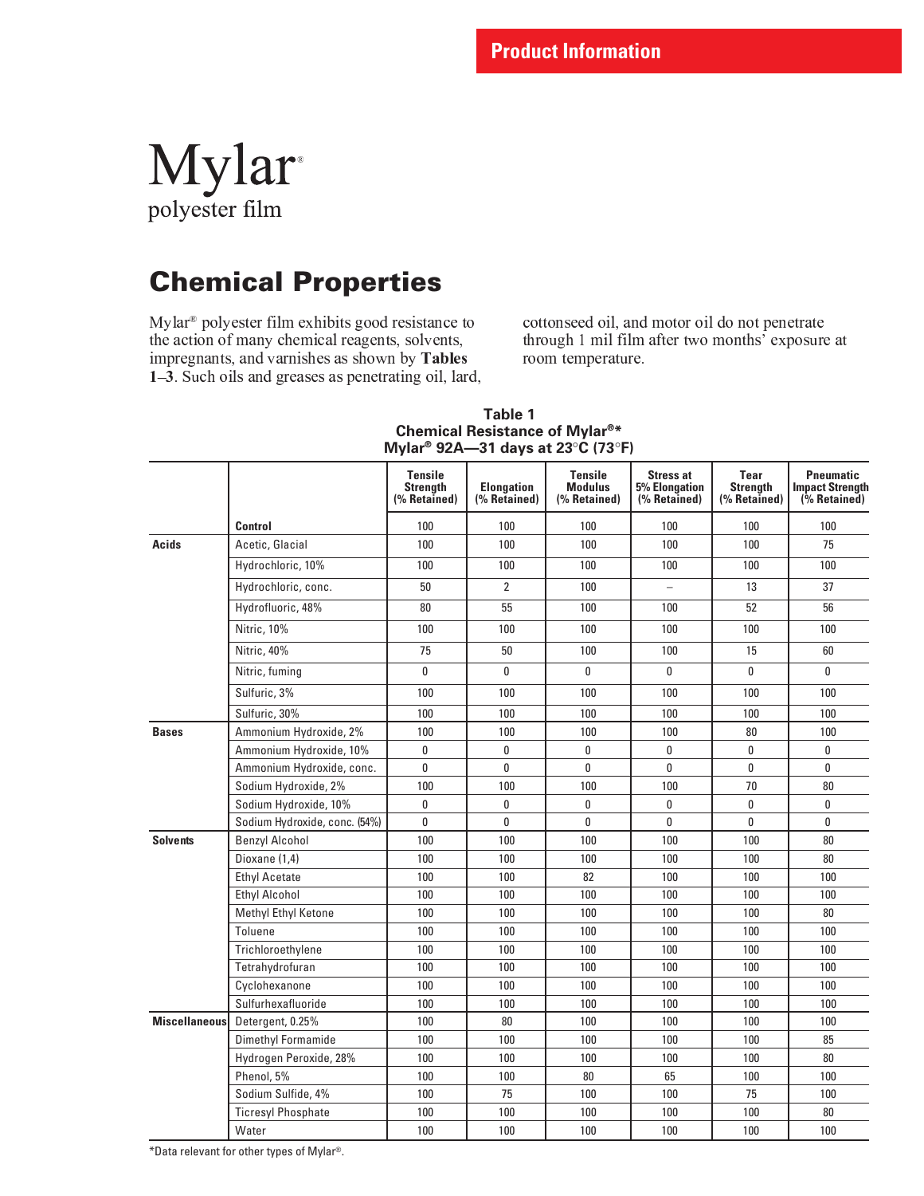Product Information

# Mylar®

polyester film

## Chemical Properties

Mylar® polyester film exhibits good resistance to the action of many chemical reagents, solvents, impregnants, and varnishes as shown by **Tables 1–3**. Such oils and greases as penetrating oil, lard, cottonseed oil, and motor oil do not penetrate through 1 mil film after two months' exposure at room temperature.

**Table 1**
**Chemical Resistance of Mylar®***
**Mylar® 92A—31 days at 23°C (73°F)**

| | | Tensile Strength (% Retained) | Elongation (% Retained) | Tensile Modulus (% Retained) | Stress at 5% Elongation (% Retained) | Tear Strength (% Retained) | Pneumatic Impact Strength (% Retained) |
|---|---|---|---|---|---|---|---|
| | **Control** | 100 | 100 | 100 | 100 | 100 | 100 |
| **Acids** | Acetic, Glacial | 100 | 100 | 100 | 100 | 100 | 75 |
| | Hydrochloric, 10% | 100 | 100 | 100 | 100 | 100 | 100 |
| | Hydrochloric, conc. | 50 | 2 | 100 | – | 13 | 37 |
| | Hydrofluoric, 48% | 80 | 55 | 100 | 100 | 52 | 56 |
| | Nitric, 10% | 100 | 100 | 100 | 100 | 100 | 100 |
| | Nitric, 40% | 75 | 50 | 100 | 100 | 15 | 60 |
| | Nitric, fuming | 0 | 0 | 0 | 0 | 0 | 0 |
| | Sulfuric, 3% | 100 | 100 | 100 | 100 | 100 | 100 |
| | Sulfuric, 30% | 100 | 100 | 100 | 100 | 100 | 100 |
| **Bases** | Ammonium Hydroxide, 2% | 100 | 100 | 100 | 100 | 80 | 100 |
| | Ammonium Hydroxide, 10% | 0 | 0 | 0 | 0 | 0 | 0 |
| | Ammonium Hydroxide, conc. | 0 | 0 | 0 | 0 | 0 | 0 |
| | Sodium Hydroxide, 2% | 100 | 100 | 100 | 100 | 70 | 80 |
| | Sodium Hydroxide, 10% | 0 | 0 | 0 | 0 | 0 | 0 |
| | Sodium Hydroxide, conc. (54%) | 0 | 0 | 0 | 0 | 0 | 0 |
| **Solvents** | Benzyl Alcohol | 100 | 100 | 100 | 100 | 100 | 80 |
| | Dioxane (1,4) | 100 | 100 | 100 | 100 | 100 | 80 |
| | Ethyl Acetate | 100 | 100 | 82 | 100 | 100 | 100 |
| | Ethyl Alcohol | 100 | 100 | 100 | 100 | 100 | 100 |
| | Methyl Ethyl Ketone | 100 | 100 | 100 | 100 | 100 | 80 |
| | Toluene | 100 | 100 | 100 | 100 | 100 | 100 |
| | Trichloroethylene | 100 | 100 | 100 | 100 | 100 | 100 |
| | Tetrahydrofuran | 100 | 100 | 100 | 100 | 100 | 100 |
| | Cyclohexanone | 100 | 100 | 100 | 100 | 100 | 100 |
| | Sulfurhexafluoride | 100 | 100 | 100 | 100 | 100 | 100 |
| **Miscellaneous** | Detergent, 0.25% | 100 | 80 | 100 | 100 | 100 | 100 |
| | Dimethyl Formamide | 100 | 100 | 100 | 100 | 100 | 85 |
| | Hydrogen Peroxide, 28% | 100 | 100 | 100 | 100 | 100 | 80 |
| | Phenol, 5% | 100 | 100 | 80 | 65 | 100 | 100 |
| | Sodium Sulfide, 4% | 100 | 75 | 100 | 100 | 75 | 100 |
| | Ticresyl Phosphate | 100 | 100 | 100 | 100 | 100 | 80 |
| | Water | 100 | 100 | 100 | 100 | 100 | 100 |

*Data relevant for other types of Mylar®.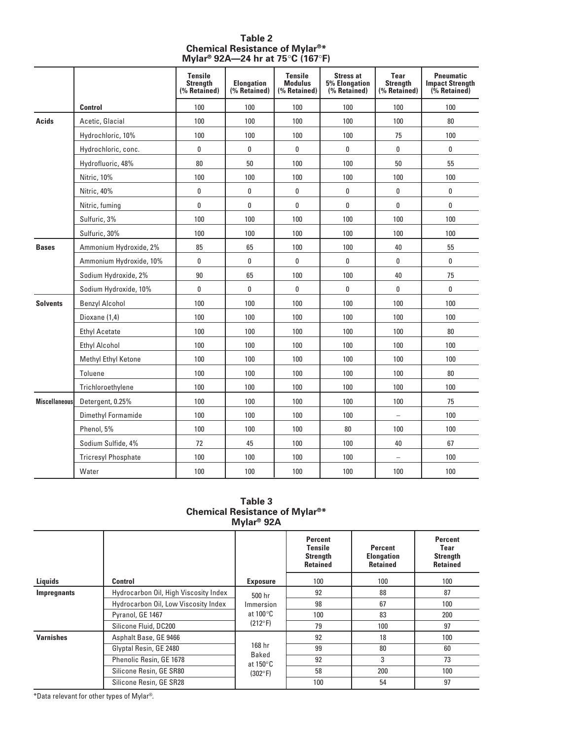**Table 2**
**Chemical Resistance of Mylar®\***
**Mylar® 92A—24 hr at 75°C (167°F)**

| | | Tensile Strength (% Retained) | Elongation (% Retained) | Tensile Modulus (% Retained) | Stress at 5% Elongation (% Retained) | Tear Strength (% Retained) | Pneumatic Impact Strength (% Retained) |
|---|---|---|---|---|---|---|---|
| | **Control** | 100 | 100 | 100 | 100 | 100 | 100 |
| **Acids** | Acetic, Glacial | 100 | 100 | 100 | 100 | 100 | 80 |
| | Hydrochloric, 10% | 100 | 100 | 100 | 100 | 75 | 100 |
| | Hydrochloric, conc. | 0 | 0 | 0 | 0 | 0 | 0 |
| | Hydrofluoric, 48% | 80 | 50 | 100 | 100 | 50 | 55 |
| | Nitric, 10% | 100 | 100 | 100 | 100 | 100 | 100 |
| | Nitric, 40% | 0 | 0 | 0 | 0 | 0 | 0 |
| | Nitric, fuming | 0 | 0 | 0 | 0 | 0 | 0 |
| | Sulfuric, 3% | 100 | 100 | 100 | 100 | 100 | 100 |
| | Sulfuric, 30% | 100 | 100 | 100 | 100 | 100 | 100 |
| **Bases** | Ammonium Hydroxide, 2% | 85 | 65 | 100 | 100 | 40 | 55 |
| | Ammonium Hydroxide, 10% | 0 | 0 | 0 | 0 | 0 | 0 |
| | Sodium Hydroxide, 2% | 90 | 65 | 100 | 100 | 40 | 75 |
| | Sodium Hydroxide, 10% | 0 | 0 | 0 | 0 | 0 | 0 |
| **Solvents** | Benzyl Alcohol | 100 | 100 | 100 | 100 | 100 | 100 |
| | Dioxane (1,4) | 100 | 100 | 100 | 100 | 100 | 100 |
| | Ethyl Acetate | 100 | 100 | 100 | 100 | 100 | 80 |
| | Ethyl Alcohol | 100 | 100 | 100 | 100 | 100 | 100 |
| | Methyl Ethyl Ketone | 100 | 100 | 100 | 100 | 100 | 100 |
| | Toluene | 100 | 100 | 100 | 100 | 100 | 80 |
| | Trichloroethylene | 100 | 100 | 100 | 100 | 100 | 100 |
| **Miscellaneous** | Detergent, 0.25% | 100 | 100 | 100 | 100 | 100 | 75 |
| | Dimethyl Formamide | 100 | 100 | 100 | 100 | – | 100 |
| | Phenol, 5% | 100 | 100 | 100 | 80 | 100 | 100 |
| | Sodium Sulfide, 4% | 72 | 45 | 100 | 100 | 40 | 67 |
| | Tricresyl Phosphate | 100 | 100 | 100 | 100 | – | 100 |
| | Water | 100 | 100 | 100 | 100 | 100 | 100 |

**Table 3**
**Chemical Resistance of Mylar®\***
**Mylar® 92A**

| Liquids | Control | Exposure | Percent Tensile Strength Retained | Percent Elongation Retained | Percent Tear Strength Retained |
|---|---|---|---|---|---|
| | | | 100 | 100 | 100 |
| **Impregnants** | Hydrocarbon Oil, High Viscosity Index | 500 hr Immersion at 100°C (212°F) | 92 | 88 | 87 |
| | Hydrocarbon Oil, Low Viscosity Index | | 98 | 67 | 100 |
| | Pyranol, GE 1467 | | 100 | 83 | 200 |
| | Silicone Fluid, DC200 | | 79 | 100 | 97 |
| **Varnishes** | Asphalt Base, GE 9466 | 168 hr Baked at 150°C (302°F) | 92 | 18 | 100 |
| | Glyptal Resin, GE 2480 | | 99 | 80 | 60 |
| | Phenolic Resin, GE 1678 | | 92 | 3 | 73 |
| | Silicone Resin, GE SR80 | | 58 | 200 | 100 |
| | Silicone Resin, GE SR28 | | 100 | 54 | 97 |

\*Data relevant for other types of Mylar®.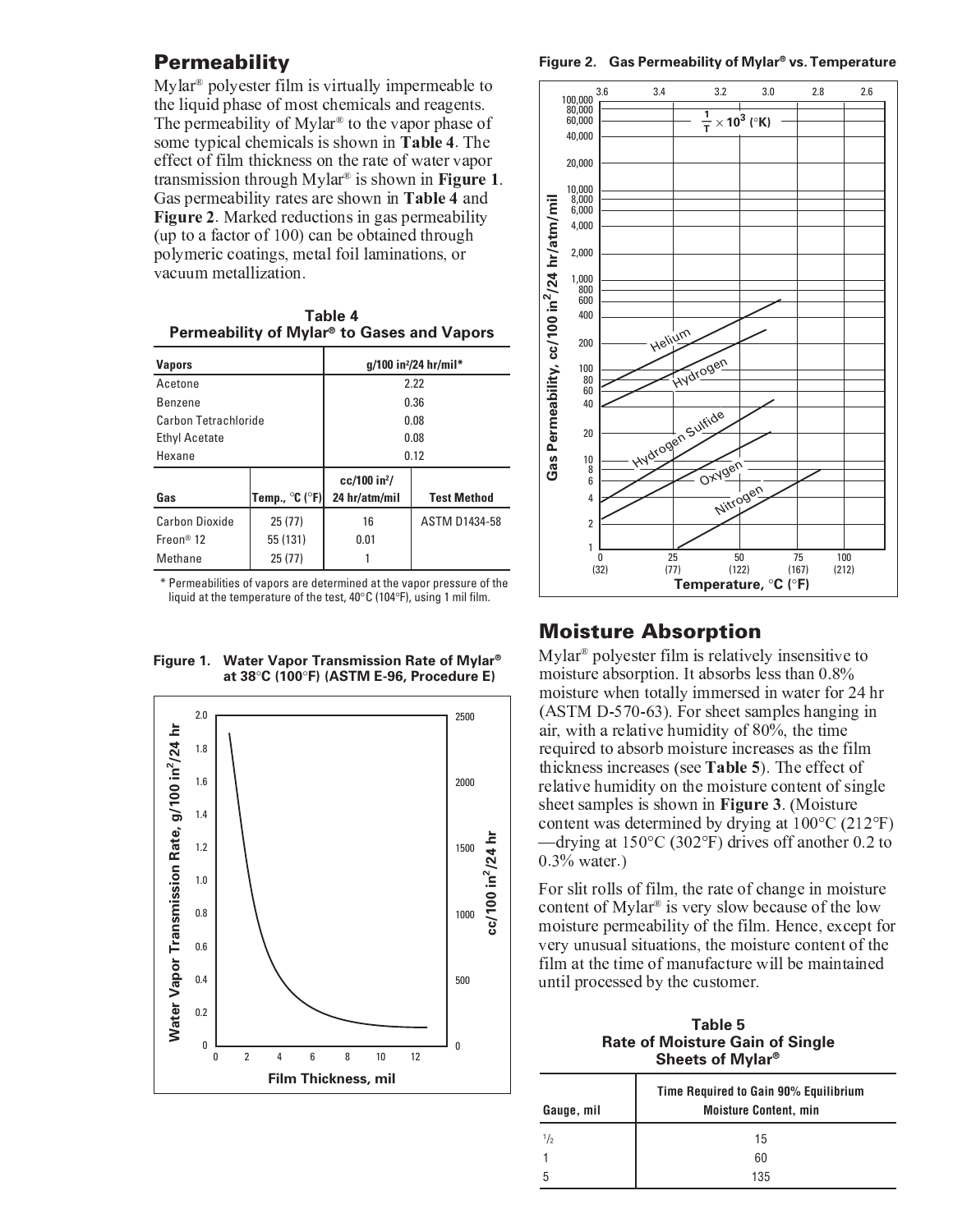## Permeability

Mylar® polyester film is virtually impermeable to the liquid phase of most chemicals and reagents. The permeability of Mylar® to the vapor phase of some typical chemicals is shown in **Table 4**. The effect of film thickness on the rate of water vapor transmission through Mylar® is shown in **Figure 1**. Gas permeability rates are shown in **Table 4** and **Figure 2**. Marked reductions in gas permeability (up to a factor of 100) can be obtained through polymeric coatings, metal foil laminations, or vacuum metallization.

**Table 4**
**Permeability of Mylar® to Gases and Vapors**

| Vapors | | g/100 in²/24 hr/mil* | |
|---|---|---|---|
| Acetone | | 2.22 | |
| Benzene | | 0.36 | |
| Carbon Tetrachloride | | 0.08 | |
| Ethyl Acetate | | 0.08 | |
| Hexane | | 0.12 | |
| **Gas** | **Temp., °C (°F)** | **cc/100 in²/ 24 hr/atm/mil** | **Test Method** |
| Carbon Dioxide | 25 (77) | 16 | ASTM D1434-58 |
| Freon® 12 | 55 (131) | 0.01 | |
| Methane | 25 (77) | 1 | |

\* Permeabilities of vapors are determined at the vapor pressure of the liquid at the temperature of the test, 40°C (104°F), using 1 mil film.

**Figure 1. Water Vapor Transmission Rate of Mylar® at 38°C (100°F) (ASTM E-96, Procedure E)**

**Figure 2. Gas Permeability of Mylar® vs. Temperature**

## Moisture Absorption

Mylar® polyester film is relatively insensitive to moisture absorption. It absorbs less than 0.8% moisture when totally immersed in water for 24 hr (ASTM D-570-63). For sheet samples hanging in air, with a relative humidity of 80%, the time required to absorb moisture increases as the film thickness increases (see **Table 5**). The effect of relative humidity on the moisture content of single sheet samples is shown in **Figure 3**. (Moisture content was determined by drying at 100°C (212°F) —drying at 150°C (302°F) drives off another 0.2 to 0.3% water.)

For slit rolls of film, the rate of change in moisture content of Mylar® is very slow because of the low moisture permeability of the film. Hence, except for very unusual situations, the moisture content of the film at the time of manufacture will be maintained until processed by the customer.

**Table 5**
**Rate of Moisture Gain of Single Sheets of Mylar®**

| Gauge, mil | Time Required to Gain 90% Equilibrium Moisture Content, min |
|---|---|
| ½ | 15 |
| 1 | 60 |
| 5 | 135 |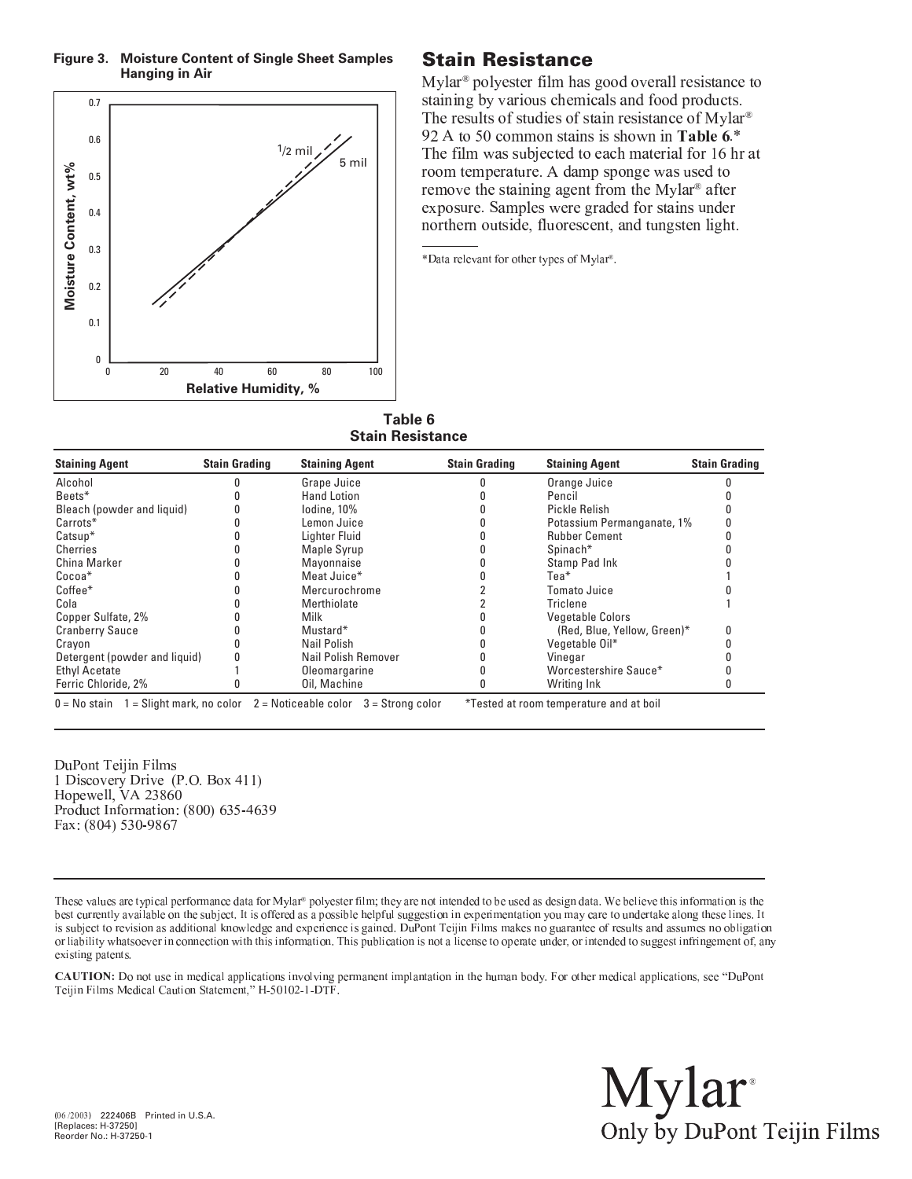**Figure 3. Moisture Content of Single Sheet Samples Hanging in Air**

Moisture Content, wt%

0.7
0.6
0.5
0.4
0.3
0.2
0.1
0

0 20 40 60 80 100

Relative Humidity, %

1/2 mil

5 mil

## Stain Resistance

Mylar® polyester film has good overall resistance to staining by various chemicals and food products. The results of studies of stain resistance of Mylar® 92 A to 50 common stains is shown in **Table 6**.* The film was subjected to each material for 16 hr at room temperature. A damp sponge was used to remove the staining agent from the Mylar® after exposure. Samples were graded for stains under northern outside, fluorescent, and tungsten light.

*Data relevant for other types of Mylar®.

**Table 6**
**Stain Resistance**

| Staining Agent | Stain Grading | Staining Agent | Stain Grading | Staining Agent | Stain Grading |
|---|---|---|---|---|---|
| Alcohol | 0 | Grape Juice | 0 | Orange Juice | 0 |
| Beets* | 0 | Hand Lotion | 0 | Pencil | 0 |
| Bleach (powder and liquid) | 0 | Iodine, 10% | 0 | Pickle Relish | 0 |
| Carrots* | 0 | Lemon Juice | 0 | Potassium Permanganate, 1% | 0 |
| Catsup* | 0 | Lighter Fluid | 0 | Rubber Cement | 0 |
| Cherries | 0 | Maple Syrup | 0 | Spinach* | 0 |
| China Marker | 0 | Mayonnaise | 0 | Stamp Pad Ink | 0 |
| Cocoa* | 0 | Meat Juice* | 0 | Tea* | 1 |
| Coffee* | 0 | Mercurochrome | 2 | Tomato Juice | 0 |
| Cola | 0 | Merthiolate | 2 | Triclene | 1 |
| Copper Sulfate, 2% | 0 | Milk | 0 | Vegetable Colors (Red, Blue, Yellow, Green)* | 0 |
| Cranberry Sauce | 0 | Mustard* | 0 | Vegetable Oil* | 0 |
| Crayon | 0 | Nail Polish | 0 | Vinegar | 0 |
| Detergent (powder and liquid) | 0 | Nail Polish Remover | 0 | Worcestershire Sauce* | 0 |
| Ethyl Acetate | 1 | Oleomargarine | 0 | Writing Ink | 0 |
| Ferric Chloride, 2% | 0 | Oil, Machine | 0 | | |

0 = No stain 1 = Slight mark, no color 2 = Noticeable color 3 = Strong color *Tested at room temperature and at boil

DuPont Teijin Films
1 Discovery Drive (P.O. Box 411)
Hopewell, VA 23860
Product Information: (800) 635-4639
Fax: (804) 530-9867

These values are typical performance data for Mylar® polyester film; they are not intended to be used as design data. We believe this information is the best currently available on the subject. It is offered as a possible helpful suggestion in experimentation you may care to undertake along these lines. It is subject to revision as additional knowledge and experience is gained. DuPont Teijin Films makes no guarantee of results and assumes no obligation or liability whatsoever in connection with this information. This publication is not a license to operate under, or intended to suggest infringement of, any existing patents.

**CAUTION:** Do not use in medical applications involving permanent implantation in the human body. For other medical applications, see "DuPont Teijin Films Medical Caution Statement," H-50102-1-DTF.

(06/2003) 222406B Printed in U.S.A.
[Replaces: H-37250]
Reorder No.: H-37250-1

Mylar®
Only by DuPont Teijin Films